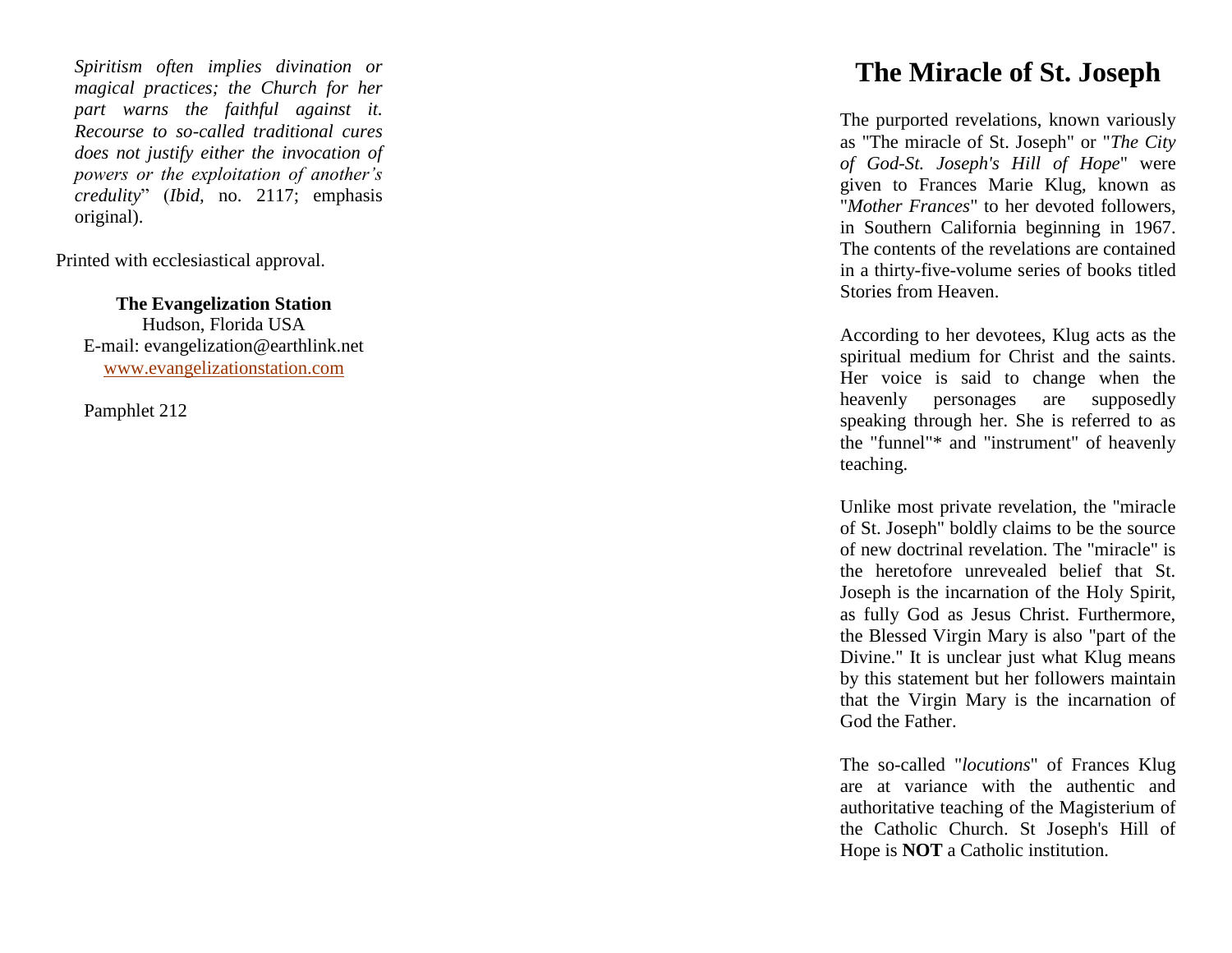*Spiritism often implies divination or magical practices; the Church for her part warns the faithful against it. Recourse to so-called traditional cures does not justify either the invocation of powers or the exploitation of another's credulity*" (*Ibid*, no. 2117; emphasis original).

Printed with ecclesiastical approval.

**The Evangelization Station**
Hudson, Florida USA
E-mail: evangelization@earthlink.net
www.evangelizationstation.com

Pamphlet 212

# The Miracle of St. Joseph

The purported revelations, known variously as "The miracle of St. Joseph" or "*The City of God-St. Joseph's Hill of Hope*" were given to Frances Marie Klug, known as "*Mother Frances*" to her devoted followers, in Southern California beginning in 1967. The contents of the revelations are contained in a thirty-five-volume series of books titled Stories from Heaven.

According to her devotees, Klug acts as the spiritual medium for Christ and the saints. Her voice is said to change when the heavenly personages are supposedly speaking through her. She is referred to as the "funnel"* and "instrument" of heavenly teaching.

Unlike most private revelation, the "miracle of St. Joseph" boldly claims to be the source of new doctrinal revelation. The "miracle" is the heretofore unrevealed belief that St. Joseph is the incarnation of the Holy Spirit, as fully God as Jesus Christ. Furthermore, the Blessed Virgin Mary is also "part of the Divine." It is unclear just what Klug means by this statement but her followers maintain that the Virgin Mary is the incarnation of God the Father.

The so-called "*locutions*" of Frances Klug are at variance with the authentic and authoritative teaching of the Magisterium of the Catholic Church. St Joseph's Hill of Hope is **NOT** a Catholic institution.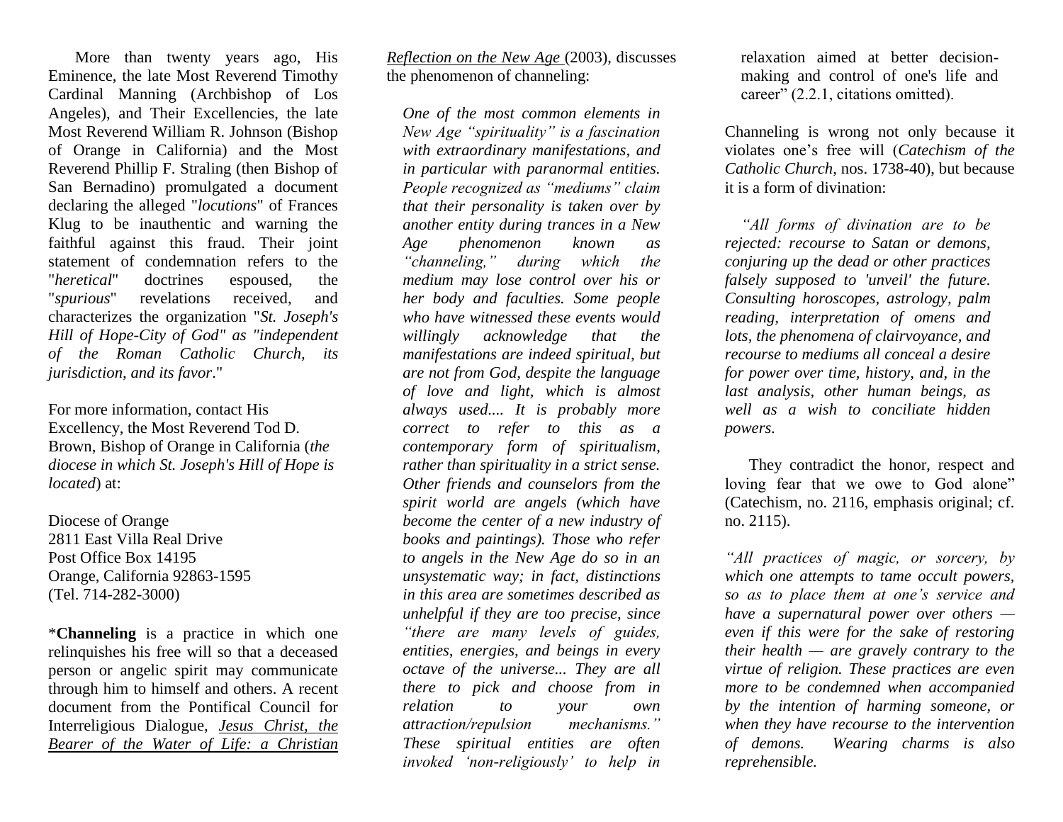More than twenty years ago, His Eminence, the late Most Reverend Timothy Cardinal Manning (Archbishop of Los Angeles), and Their Excellencies, the late Most Reverend William R. Johnson (Bishop of Orange in California) and the Most Reverend Phillip F. Straling (then Bishop of San Bernadino) promulgated a document declaring the alleged "*locutions*" of Frances Klug to be inauthentic and warning the faithful against this fraud. Their joint statement of condemnation refers to the "*heretical*" doctrines espoused, the "*spurious*" revelations received, and characterizes the organization "*St. Joseph's Hill of Hope-City of God" as "independent of the Roman Catholic Church, its jurisdiction, and its favor*."

For more information, contact His Excellency, the Most Reverend Tod D. Brown, Bishop of Orange in California (*the diocese in which St. Joseph's Hill of Hope is located*) at:

Diocese of Orange
2811 East Villa Real Drive
Post Office Box 14195
Orange, California 92863-1595
(Tel. 714-282-3000)

\***Channeling** is a practice in which one relinquishes his free will so that a deceased person or angelic spirit may communicate through him to himself and others. A recent document from the Pontifical Council for Interreligious Dialogue, Jesus Christ, the Bearer of the Water of Life: a Christian Reflection on the New Age (2003), discusses the phenomenon of channeling:

> *One of the most common elements in New Age "spirituality" is a fascination with extraordinary manifestations, and in particular with paranormal entities. People recognized as "mediums" claim that their personality is taken over by another entity during trances in a New Age phenomenon known as "channeling," during which the medium may lose control over his or her body and faculties. Some people who have witnessed these events would willingly acknowledge that the manifestations are indeed spiritual, but are not from God, despite the language of love and light, which is almost always used.... It is probably more correct to refer to this as a contemporary form of spiritualism, rather than spirituality in a strict sense. Other friends and counselors from the spirit world are angels (which have become the center of a new industry of books and paintings). Those who refer to angels in the New Age do so in an unsystematic way; in fact, distinctions in this area are sometimes described as unhelpful if they are too precise, since "there are many levels of guides, entities, energies, and beings in every octave of the universe... They are all there to pick and choose from in relation to your own attraction/repulsion mechanisms." These spiritual entities are often invoked 'non-religiously' to help in* relaxation aimed at better decision-making and control of one's life and career" (2.2.1, citations omitted).

Channeling is wrong not only because it violates one's free will (*Catechism of the Catholic Church*, nos. 1738-40), but because it is a form of divination:

> *"All forms of divination are to be rejected: recourse to Satan or demons, conjuring up the dead or other practices falsely supposed to 'unveil' the future. Consulting horoscopes, astrology, palm reading, interpretation of omens and lots, the phenomena of clairvoyance, and recourse to mediums all conceal a desire for power over time, history, and, in the last analysis, other human beings, as well as a wish to conciliate hidden powers.*
>
> They contradict the honor, respect and loving fear that we owe to God alone" (Catechism, no. 2116, emphasis original; cf. no. 2115).

*"All practices of magic, or sorcery, by which one attempts to tame occult powers, so as to place them at one's service and have a supernatural power over others — even if this were for the sake of restoring their health — are gravely contrary to the virtue of religion. These practices are even more to be condemned when accompanied by the intention of harming someone, or when they have recourse to the intervention of demons. Wearing charms is also reprehensible.*